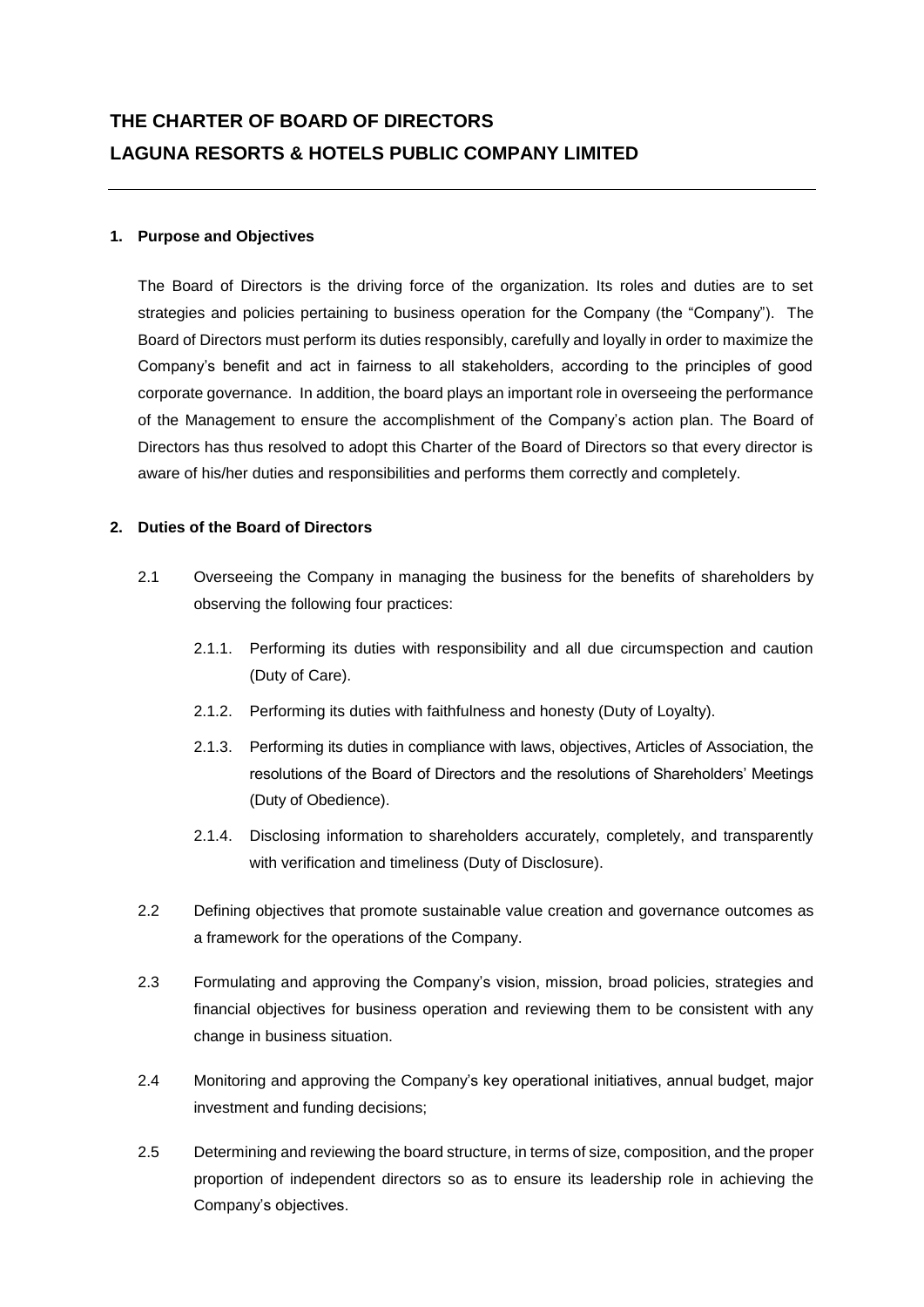# THE CHARTER OF BOARD OF DIRECTORS
# LAGUNA RESORTS & HOTELS PUBLIC COMPANY LIMITED

---

## 1. Purpose and Objectives

The Board of Directors is the driving force of the organization. Its roles and duties are to set strategies and policies pertaining to business operation for the Company (the "Company"). The Board of Directors must perform its duties responsibly, carefully and loyally in order to maximize the Company's benefit and act in fairness to all stakeholders, according to the principles of good corporate governance. In addition, the board plays an important role in overseeing the performance of the Management to ensure the accomplishment of the Company's action plan. The Board of Directors has thus resolved to adopt this Charter of the Board of Directors so that every director is aware of his/her duties and responsibilities and performs them correctly and completely.

## 2. Duties of the Board of Directors

2.1 Overseeing the Company in managing the business for the benefits of shareholders by observing the following four practices:

2.1.1. Performing its duties with responsibility and all due circumspection and caution (Duty of Care).

2.1.2. Performing its duties with faithfulness and honesty (Duty of Loyalty).

2.1.3. Performing its duties in compliance with laws, objectives, Articles of Association, the resolutions of the Board of Directors and the resolutions of Shareholders' Meetings (Duty of Obedience).

2.1.4. Disclosing information to shareholders accurately, completely, and transparently with verification and timeliness (Duty of Disclosure).

2.2 Defining objectives that promote sustainable value creation and governance outcomes as a framework for the operations of the Company.

2.3 Formulating and approving the Company's vision, mission, broad policies, strategies and financial objectives for business operation and reviewing them to be consistent with any change in business situation.

2.4 Monitoring and approving the Company's key operational initiatives, annual budget, major investment and funding decisions;

2.5 Determining and reviewing the board structure, in terms of size, composition, and the proper proportion of independent directors so as to ensure its leadership role in achieving the Company's objectives.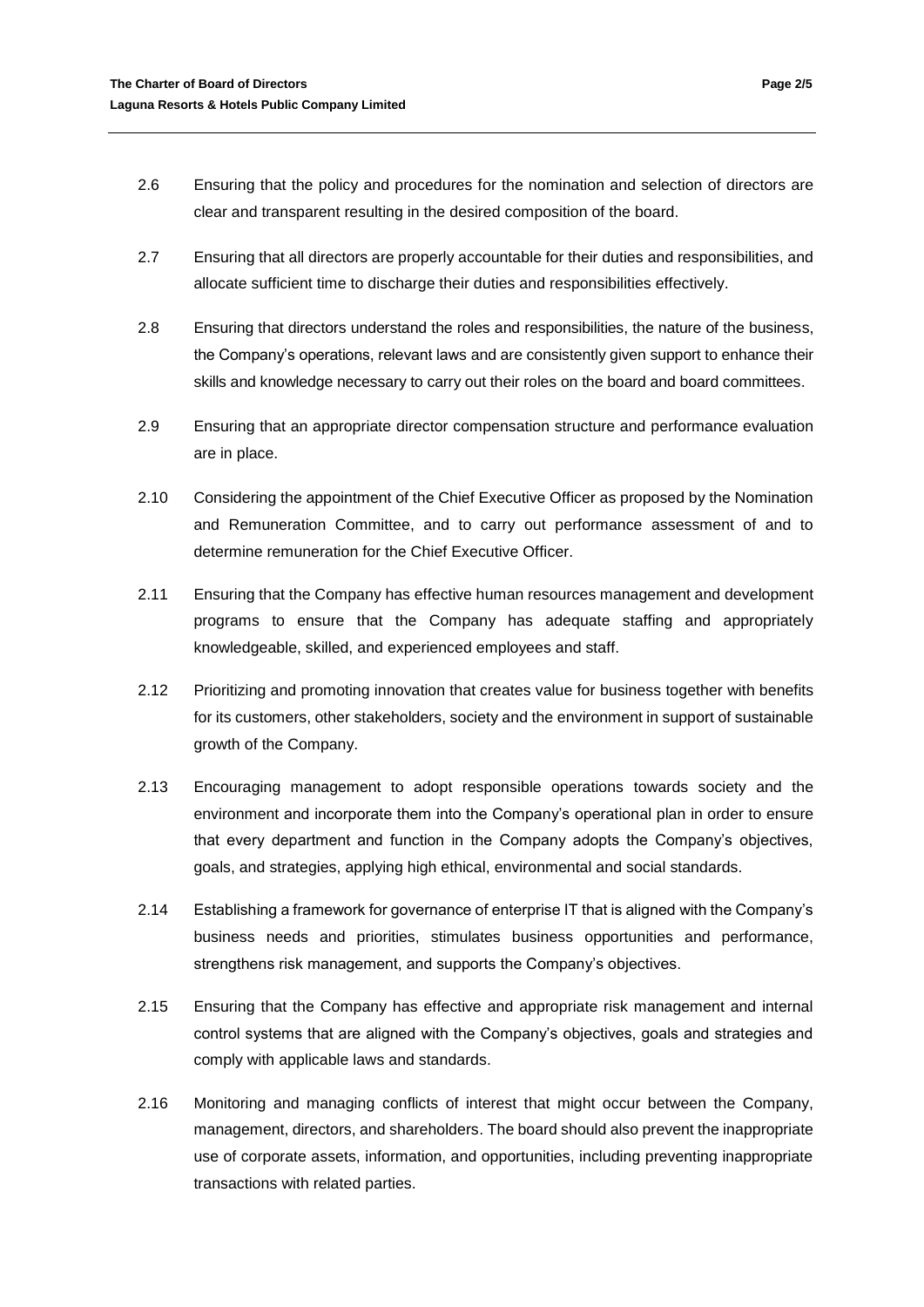2.6 Ensuring that the policy and procedures for the nomination and selection of directors are clear and transparent resulting in the desired composition of the board.

2.7 Ensuring that all directors are properly accountable for their duties and responsibilities, and allocate sufficient time to discharge their duties and responsibilities effectively.

2.8 Ensuring that directors understand the roles and responsibilities, the nature of the business, the Company's operations, relevant laws and are consistently given support to enhance their skills and knowledge necessary to carry out their roles on the board and board committees.

2.9 Ensuring that an appropriate director compensation structure and performance evaluation are in place.

2.10 Considering the appointment of the Chief Executive Officer as proposed by the Nomination and Remuneration Committee, and to carry out performance assessment of and to determine remuneration for the Chief Executive Officer.

2.11 Ensuring that the Company has effective human resources management and development programs to ensure that the Company has adequate staffing and appropriately knowledgeable, skilled, and experienced employees and staff.

2.12 Prioritizing and promoting innovation that creates value for business together with benefits for its customers, other stakeholders, society and the environment in support of sustainable growth of the Company.

2.13 Encouraging management to adopt responsible operations towards society and the environment and incorporate them into the Company's operational plan in order to ensure that every department and function in the Company adopts the Company's objectives, goals, and strategies, applying high ethical, environmental and social standards.

2.14 Establishing a framework for governance of enterprise IT that is aligned with the Company's business needs and priorities, stimulates business opportunities and performance, strengthens risk management, and supports the Company's objectives.

2.15 Ensuring that the Company has effective and appropriate risk management and internal control systems that are aligned with the Company's objectives, goals and strategies and comply with applicable laws and standards.

2.16 Monitoring and managing conflicts of interest that might occur between the Company, management, directors, and shareholders. The board should also prevent the inappropriate use of corporate assets, information, and opportunities, including preventing inappropriate transactions with related parties.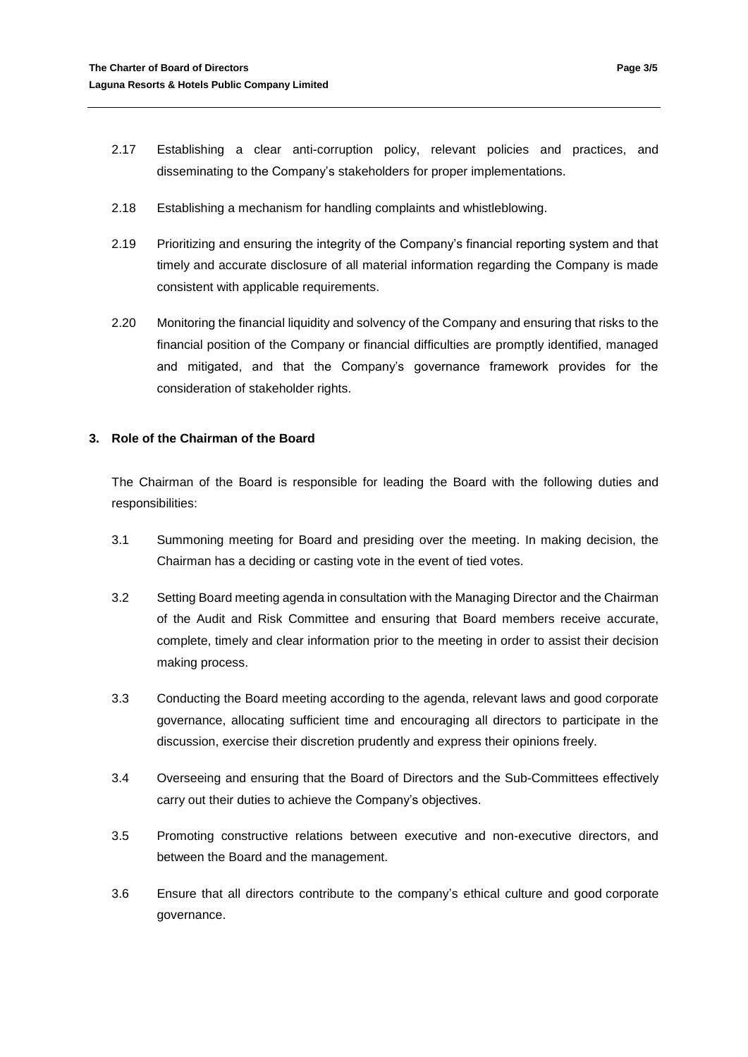2.17 Establishing a clear anti-corruption policy, relevant policies and practices, and disseminating to the Company's stakeholders for proper implementations.

2.18 Establishing a mechanism for handling complaints and whistleblowing.

2.19 Prioritizing and ensuring the integrity of the Company's financial reporting system and that timely and accurate disclosure of all material information regarding the Company is made consistent with applicable requirements.

2.20 Monitoring the financial liquidity and solvency of the Company and ensuring that risks to the financial position of the Company or financial difficulties are promptly identified, managed and mitigated, and that the Company's governance framework provides for the consideration of stakeholder rights.

## 3. Role of the Chairman of the Board

The Chairman of the Board is responsible for leading the Board with the following duties and responsibilities:

3.1 Summoning meeting for Board and presiding over the meeting. In making decision, the Chairman has a deciding or casting vote in the event of tied votes.

3.2 Setting Board meeting agenda in consultation with the Managing Director and the Chairman of the Audit and Risk Committee and ensuring that Board members receive accurate, complete, timely and clear information prior to the meeting in order to assist their decision making process.

3.3 Conducting the Board meeting according to the agenda, relevant laws and good corporate governance, allocating sufficient time and encouraging all directors to participate in the discussion, exercise their discretion prudently and express their opinions freely.

3.4 Overseeing and ensuring that the Board of Directors and the Sub-Committees effectively carry out their duties to achieve the Company's objectives.

3.5 Promoting constructive relations between executive and non-executive directors, and between the Board and the management.

3.6 Ensure that all directors contribute to the company's ethical culture and good corporate governance.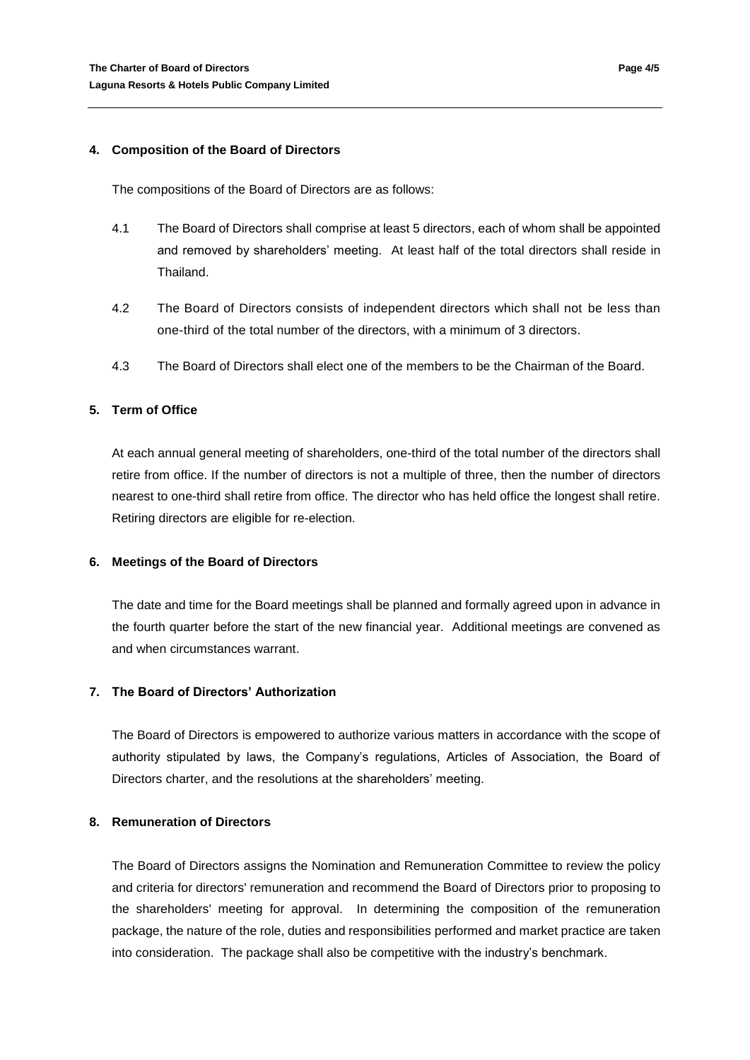## 4. Composition of the Board of Directors

The compositions of the Board of Directors are as follows:

4.1 The Board of Directors shall comprise at least 5 directors, each of whom shall be appointed and removed by shareholders' meeting. At least half of the total directors shall reside in Thailand.

4.2 The Board of Directors consists of independent directors which shall not be less than one-third of the total number of the directors, with a minimum of 3 directors.

4.3 The Board of Directors shall elect one of the members to be the Chairman of the Board.

## 5. Term of Office

At each annual general meeting of shareholders, one-third of the total number of the directors shall retire from office. If the number of directors is not a multiple of three, then the number of directors nearest to one-third shall retire from office. The director who has held office the longest shall retire. Retiring directors are eligible for re-election.

## 6. Meetings of the Board of Directors

The date and time for the Board meetings shall be planned and formally agreed upon in advance in the fourth quarter before the start of the new financial year. Additional meetings are convened as and when circumstances warrant.

## 7. The Board of Directors' Authorization

The Board of Directors is empowered to authorize various matters in accordance with the scope of authority stipulated by laws, the Company's regulations, Articles of Association, the Board of Directors charter, and the resolutions at the shareholders' meeting.

## 8. Remuneration of Directors

The Board of Directors assigns the Nomination and Remuneration Committee to review the policy and criteria for directors' remuneration and recommend the Board of Directors prior to proposing to the shareholders' meeting for approval. In determining the composition of the remuneration package, the nature of the role, duties and responsibilities performed and market practice are taken into consideration. The package shall also be competitive with the industry's benchmark.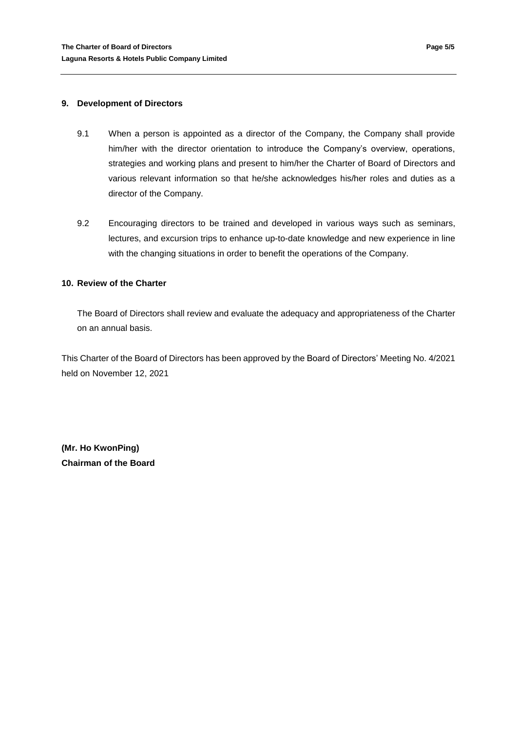## 9. Development of Directors

9.1 When a person is appointed as a director of the Company, the Company shall provide him/her with the director orientation to introduce the Company's overview, operations, strategies and working plans and present to him/her the Charter of Board of Directors and various relevant information so that he/she acknowledges his/her roles and duties as a director of the Company.

9.2 Encouraging directors to be trained and developed in various ways such as seminars, lectures, and excursion trips to enhance up-to-date knowledge and new experience in line with the changing situations in order to benefit the operations of the Company.

## 10. Review of the Charter

The Board of Directors shall review and evaluate the adequacy and appropriateness of the Charter on an annual basis.

This Charter of the Board of Directors has been approved by the Board of Directors' Meeting No. 4/2021 held on November 12, 2021

**(Mr. Ho KwonPing)**
**Chairman of the Board**